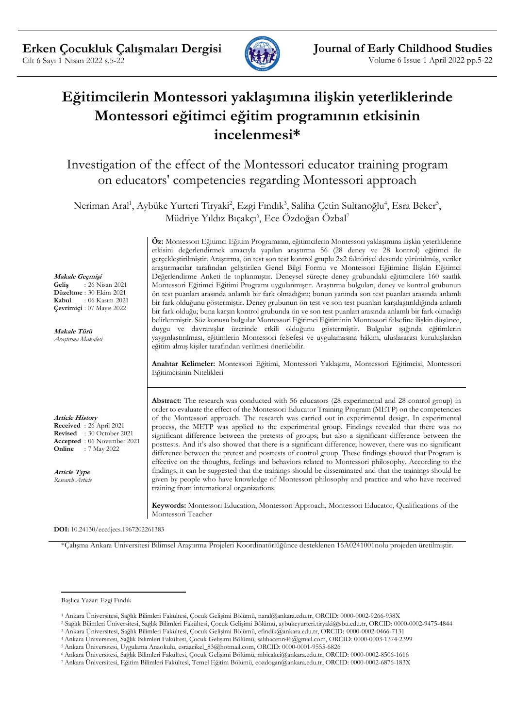# Eğitimcilerin Montessori yaklaşımına ilişkin yeterliklerinde Montessori eğitimci eğitim programının etkisinin incelenmesi*

## Investigation of the effect of the Montessori educator training program on educators' competencies regarding Montessori approach

Neriman Aral[1], Aybüke Yurteri Tiryaki[2], Ezgi Fındık[3], Saliha Çetin Sultanoğlu[4], Esra Beker[5], Müdriye Yıldız Bıçakçı[6], Ece Özdoğan Özbal[7]

***Makale Geçmişi***
**Geliş** : 26 Nisan 2021
**Düzeltme** : 30 Ekim 2021
**Kabul** : 06 Kasım 2021
**Çevrimiçi** : 07 Mayıs 2022

***Makale Türü***
*Araştırma Makalesi*

**Öz:** Montessori Eğitimci Eğitim Programının, eğitimcilerin Montessori yaklaşımına ilişkin yeterliklerine etkisini değerlendirmek amacıyla yapılan araştırma 56 (28 deney ve 28 kontrol) eğitimci ile gerçekleştirilmiştir. Araştırma, ön test son test kontrol gruplu 2x2 faktöriyel desende yürütülmüş, veriler araştırmacılar tarafından geliştirilen Genel Bilgi Formu ve Montessori Eğitimine İlişkin Eğitimci Değerlendirme Anketi ile toplanmıştır. Deneysel süreçte deney grubundaki eğitimcilere 160 saatlik Montessori Eğitimci Eğitimi Programı uygulanmıştır. Araştırma bulguları, deney ve kontrol grubunun ön test puanları arasında anlamlı bir fark olmadığını; bunun yanında son test puanları arasında anlamlı bir fark olduğunu göstermiştir. Deney grubunun ön test ve son test puanları karşılaştırıldığında anlamlı bir fark olduğu; buna karşın kontrol grubunda ön ve son test puanları arasında anlamlı bir fark olmadığı belirlenmiştir. Söz konusu bulgular Montessori Eğitimci Eğitiminin Montessori felsefesine ilişkin düşünce, duygu ve davranışlar üzerinde etkili olduğunu göstermiştir. Bulgular ışığında eğitimlerin yaygınlaştırılması, eğitimlerin Montessori felsefesi ve uygulamasına hâkim, uluslararası kuruluşlardan eğitim almış kişiler tarafından verilmesi önerilebilir.

**Anahtar Kelimeler:** Montessori Eğitimi, Montessori Yaklaşımı, Montessori Eğitimcisi, Montessori Eğitimcisinin Nitelikleri

***Article History***
**Received** : 26 April 2021
**Revised** : 30 October 2021
**Accepted** : 06 November 2021
**Online** : 7 May 2022

***Article Type***
*Research Article*

**Abstract:** The research was conducted with 56 educators (28 experimental and 28 control group) in order to evaluate the effect of the Montessori Educator Training Program (METP) on the competencies of the Montessori approach. The research was carried out in experimental design. In experimental process, the METP was applied to the experimental group. Findings revealed that there was no significant difference between the pretests of groups; but also a significant difference between the posttests. And it's also showed that there is a significant difference; however, there was no significant difference between the pretest and posttests of control group. These findings showed that Program is effective on the thoughts, feelings and behaviors related to Montessori philosophy. According to the findings, it can be suggested that the trainings should be disseminated and that the trainings should be given by people who have knowledge of Montessori philosophy and practice and who have received training from international organizations.

**Keywords:** Montessori Education, Montessori Approach, Montessori Educator, Qualifications of the Montessori Teacher

**DOI:** 10.24130/eccdjecs.1967202261383

*Çalışma Ankara Üniversitesi Bilimsel Araştırma Projeleri Koordinatörlüğünce desteklenen 16A0241001nolu projeden üretilmiştir.

---

Başlıca Yazar: Ezgi Fındık

[1] Ankara Üniversitesi, Sağlık Bilimleri Fakültesi, Çocuk Gelişimi Bölümü, naral@ankara.edu.tr, ORCID: 0000-0002-9266-938X
[2] Sağlık Bilimleri Üniversitesi, Sağlık Bilimleri Fakültesi, Çocuk Gelişimi Bölümü, aybukeyurteri.tiryaki@sbu.edu.tr, ORCID: 0000-0002-9475-4844
[3] Ankara Üniversitesi, Sağlık Bilimleri Fakültesi, Çocuk Gelişimi Bölümü, efindik@ankara.edu.tr, ORCID: 0000-0002-0466-7131
[4] Ankara Üniversitesi, Sağlık Bilimleri Fakültesi, Çocuk Gelişimi Bölümü, salihacetin46@gmail.com, ORCID: 0000-0003-1374-2399
[5] Ankara Üniversitesi, Uygulama Anaokulu, esraacikel_83@hotmail.com, ORCID: 0000-0001-9555-6826
[6] Ankara Üniversitesi, Sağlık Bilimleri Fakültesi, Çocuk Gelişimi Bölümü, mbicakci@ankara.edu.tr, ORCID: 0000-0002-8506-1616
[7] Ankara Üniversitesi, Eğitim Bilimleri Fakültesi, Temel Eğitim Bölümü, eozdogan@ankara.edu.tr, ORCID: 0000-0002-6876-183X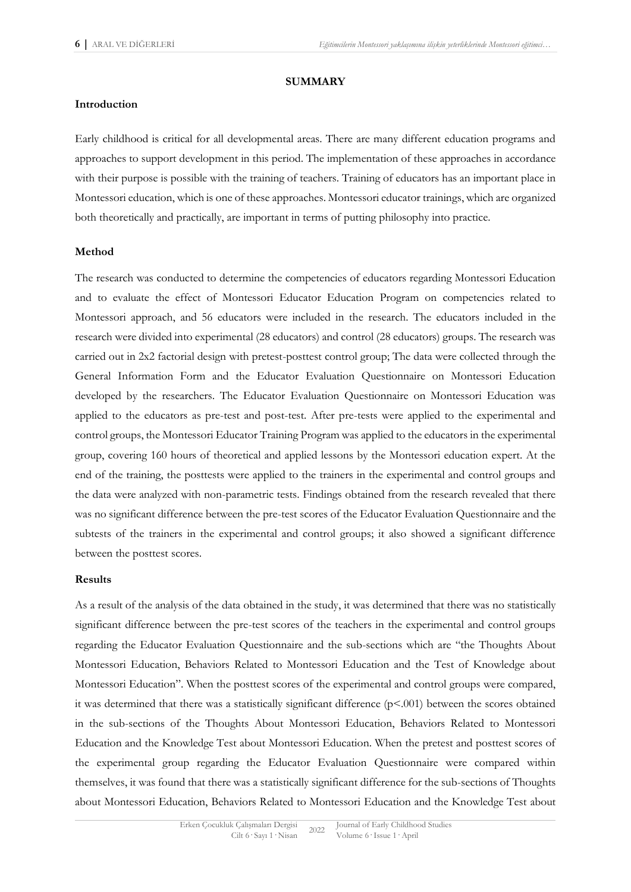## SUMMARY

### Introduction

Early childhood is critical for all developmental areas. There are many different education programs and approaches to support development in this period. The implementation of these approaches in accordance with their purpose is possible with the training of teachers. Training of educators has an important place in Montessori education, which is one of these approaches. Montessori educator trainings, which are organized both theoretically and practically, are important in terms of putting philosophy into practice.

### Method

The research was conducted to determine the competencies of educators regarding Montessori Education and to evaluate the effect of Montessori Educator Education Program on competencies related to Montessori approach, and 56 educators were included in the research. The educators included in the research were divided into experimental (28 educators) and control (28 educators) groups. The research was carried out in 2x2 factorial design with pretest-posttest control group; The data were collected through the General Information Form and the Educator Evaluation Questionnaire on Montessori Education developed by the researchers. The Educator Evaluation Questionnaire on Montessori Education was applied to the educators as pre-test and post-test. After pre-tests were applied to the experimental and control groups, the Montessori Educator Training Program was applied to the educators in the experimental group, covering 160 hours of theoretical and applied lessons by the Montessori education expert. At the end of the training, the posttests were applied to the trainers in the experimental and control groups and the data were analyzed with non-parametric tests. Findings obtained from the research revealed that there was no significant difference between the pre-test scores of the Educator Evaluation Questionnaire and the subtests of the trainers in the experimental and control groups; it also showed a significant difference between the posttest scores.

### Results

As a result of the analysis of the data obtained in the study, it was determined that there was no statistically significant difference between the pre-test scores of the teachers in the experimental and control groups regarding the Educator Evaluation Questionnaire and the sub-sections which are "the Thoughts About Montessori Education, Behaviors Related to Montessori Education and the Test of Knowledge about Montessori Education". When the posttest scores of the experimental and control groups were compared, it was determined that there was a statistically significant difference ($p<.001$) between the scores obtained in the sub-sections of the Thoughts About Montessori Education, Behaviors Related to Montessori Education and the Knowledge Test about Montessori Education. When the pretest and posttest scores of the experimental group regarding the Educator Evaluation Questionnaire were compared within themselves, it was found that there was a statistically significant difference for the sub-sections of Thoughts about Montessori Education, Behaviors Related to Montessori Education and the Knowledge Test about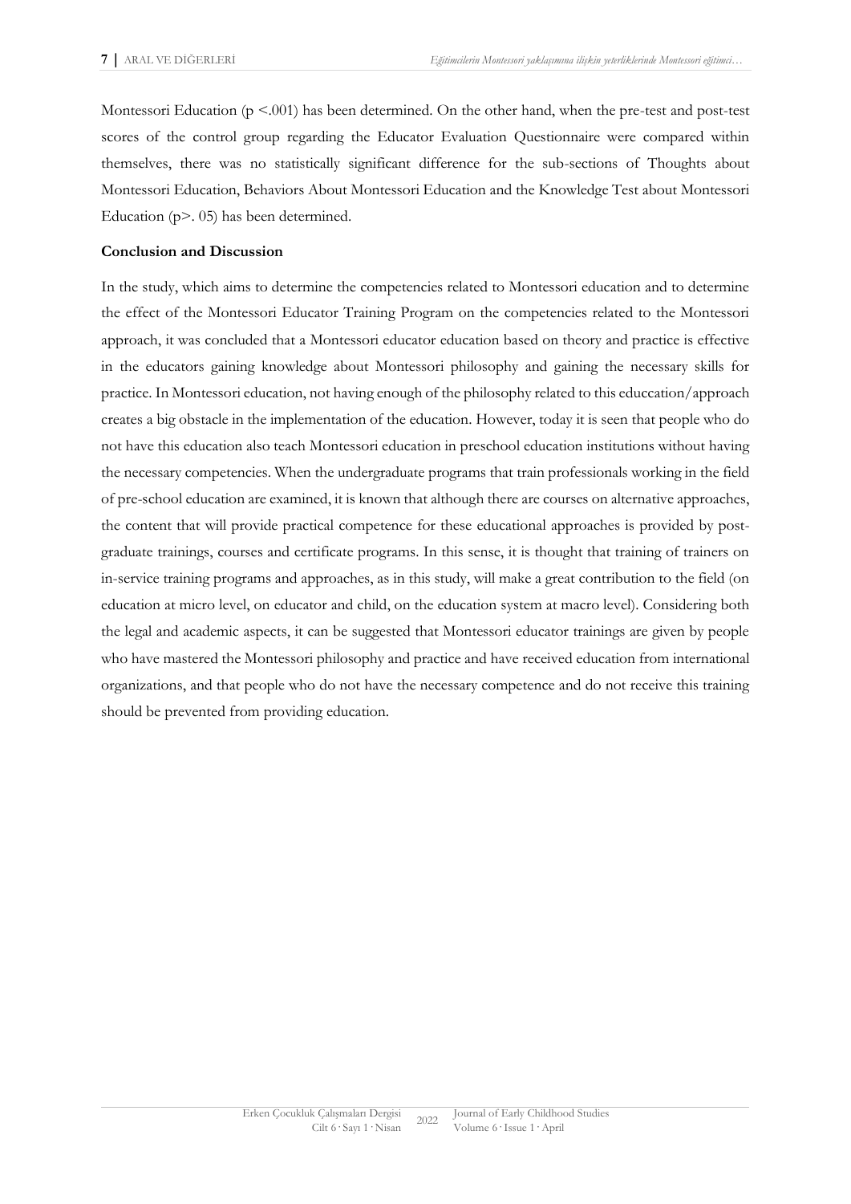Montessori Education ($p < .001$) has been determined. On the other hand, when the pre-test and post-test scores of the control group regarding the Educator Evaluation Questionnaire were compared within themselves, there was no statistically significant difference for the sub-sections of Thoughts about Montessori Education, Behaviors About Montessori Education and the Knowledge Test about Montessori Education ($p > .05$) has been determined.

**Conclusion and Discussion**

In the study, which aims to determine the competencies related to Montessori education and to determine the effect of the Montessori Educator Training Program on the competencies related to the Montessori approach, it was concluded that a Montessori educator education based on theory and practice is effective in the educators gaining knowledge about Montessori philosophy and gaining the necessary skills for practice. In Montessori education, not having enough of the philosophy related to this educcation/approach creates a big obstacle in the implementation of the education. However, today it is seen that people who do not have this education also teach Montessori education in preschool education institutions without having the necessary competencies. When the undergraduate programs that train professionals working in the field of pre-school education are examined, it is known that although there are courses on alternative approaches, the content that will provide practical competence for these educational approaches is provided by post-graduate trainings, courses and certificate programs. In this sense, it is thought that training of trainers on in-service training programs and approaches, as in this study, will make a great contribution to the field (on education at micro level, on educator and child, on the education system at macro level). Considering both the legal and academic aspects, it can be suggested that Montessori educator trainings are given by people who have mastered the Montessori philosophy and practice and have received education from international organizations, and that people who do not have the necessary competence and do not receive this training should be prevented from providing education.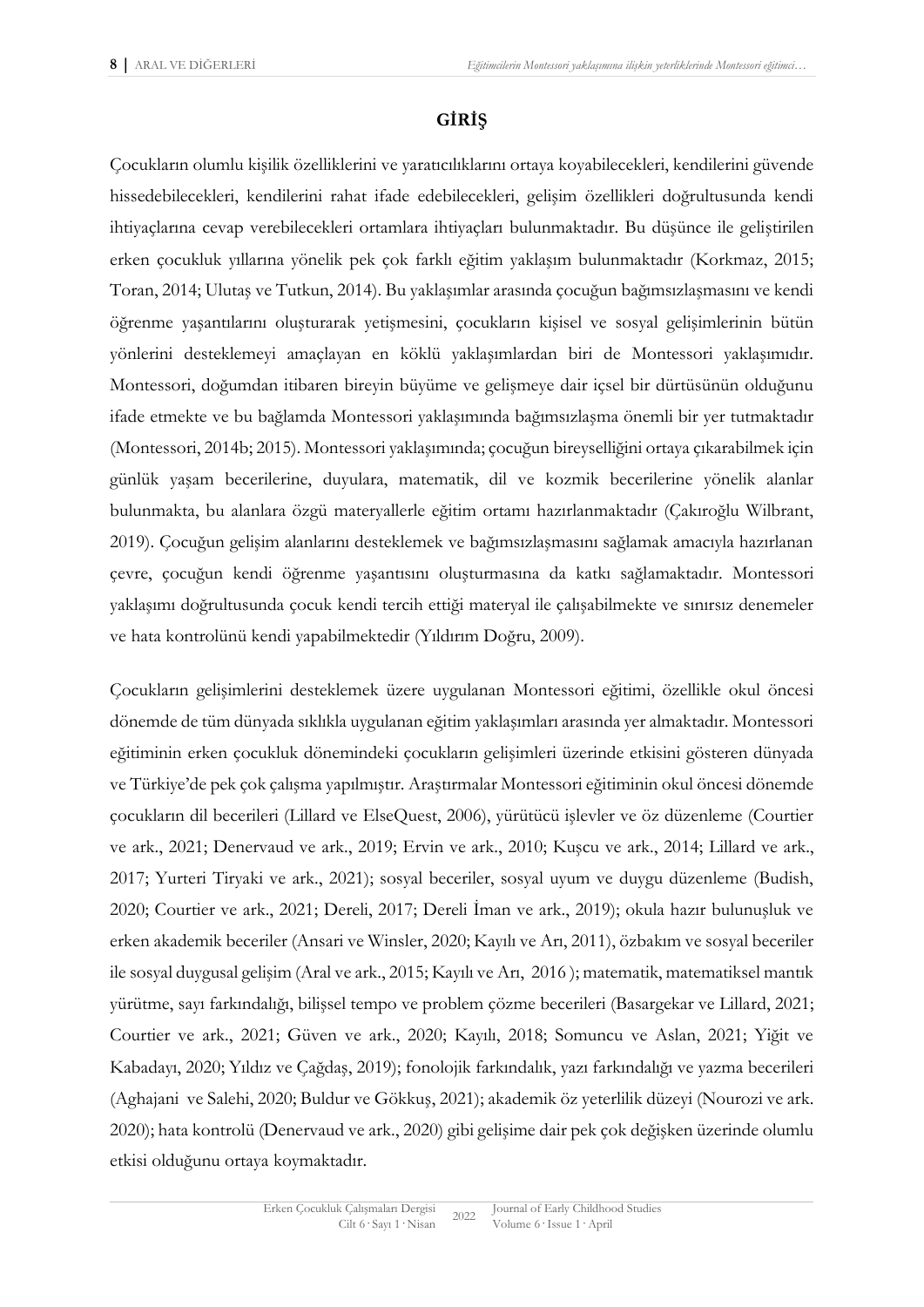## GİRİŞ

Çocukların olumlu kişilik özelliklerini ve yaratıcılıklarını ortaya koyabilecekleri, kendilerini güvende hissedebilecekleri, kendilerini rahat ifade edebilecekleri, gelişim özellikleri doğrultusunda kendi ihtiyaçlarına cevap verebilecekleri ortamlara ihtiyaçları bulunmaktadır. Bu düşünce ile geliştirilen erken çocukluk yıllarına yönelik pek çok farklı eğitim yaklaşım bulunmaktadır (Korkmaz, 2015; Toran, 2014; Ulutaş ve Tutkun, 2014). Bu yaklaşımlar arasında çocuğun bağımsızlaşmasını ve kendi öğrenme yaşantılarını oluşturarak yetişmesini, çocukların kişisel ve sosyal gelişimlerinin bütün yönlerini desteklemeyi amaçlayan en köklü yaklaşımlardan biri de Montessori yaklaşımıdır. Montessori, doğumdan itibaren bireyin büyüme ve gelişmeye dair içsel bir dürtüsünün olduğunu ifade etmekte ve bu bağlamda Montessori yaklaşımında bağımsızlaşma önemli bir yer tutmaktadır (Montessori, 2014b; 2015). Montessori yaklaşımında; çocuğun bireyselliğini ortaya çıkarabilmek için günlük yaşam becerilerine, duyulara, matematik, dil ve kozmik becerilerine yönelik alanlar bulunmakta, bu alanlara özgü materyallerle eğitim ortamı hazırlanmaktadır (Çakıroğlu Wilbrant, 2019). Çocuğun gelişim alanlarını desteklemek ve bağımsızlaşmasını sağlamak amacıyla hazırlanan çevre, çocuğun kendi öğrenme yaşantısını oluşturmasına da katkı sağlamaktadır. Montessori yaklaşımı doğrultusunda çocuk kendi tercih ettiği materyal ile çalışabilmekte ve sınırsız denemeler ve hata kontrolünü kendi yapabilmektedir (Yıldırım Doğru, 2009).

Çocukların gelişimlerini desteklemek üzere uygulanan Montessori eğitimi, özellikle okul öncesi dönemde de tüm dünyada sıklıkla uygulanan eğitim yaklaşımları arasında yer almaktadır. Montessori eğitiminin erken çocukluk dönemindeki çocukların gelişimleri üzerinde etkisini gösteren dünyada ve Türkiye'de pek çok çalışma yapılmıştır. Araştırmalar Montessori eğitiminin okul öncesi dönemde çocukların dil becerileri (Lillard ve ElseQuest, 2006), yürütücü işlevler ve öz düzenleme (Courtier ve ark., 2021; Denervaud ve ark., 2019; Ervin ve ark., 2010; Kuşcu ve ark., 2014; Lillard ve ark., 2017; Yurteri Tiryaki ve ark., 2021); sosyal beceriler, sosyal uyum ve duygu düzenleme (Budish, 2020; Courtier ve ark., 2021; Dereli, 2017; Dereli İman ve ark., 2019); okula hazır bulunuşluk ve erken akademik beceriler (Ansari ve Winsler, 2020; Kayılı ve Arı, 2011), özbakım ve sosyal beceriler ile sosyal duygusal gelişim (Aral ve ark., 2015; Kayılı ve Arı, 2016 ); matematik, matematiksel mantık yürütme, sayı farkındalığı, bilişsel tempo ve problem çözme becerileri (Basargekar ve Lillard, 2021; Courtier ve ark., 2021; Güven ve ark., 2020; Kayılı, 2018; Somuncu ve Aslan, 2021; Yiğit ve Kabadayı, 2020; Yıldız ve Çağdaş, 2019); fonolojik farkındalık, yazı farkındalığı ve yazma becerileri (Aghajani ve Salehi, 2020; Buldur ve Gökkuş, 2021); akademik öz yeterlilik düzeyi (Nourozi ve ark. 2020); hata kontrolü (Denervaud ve ark., 2020) gibi gelişime dair pek çok değişken üzerinde olumlu etkisi olduğunu ortaya koymaktadır.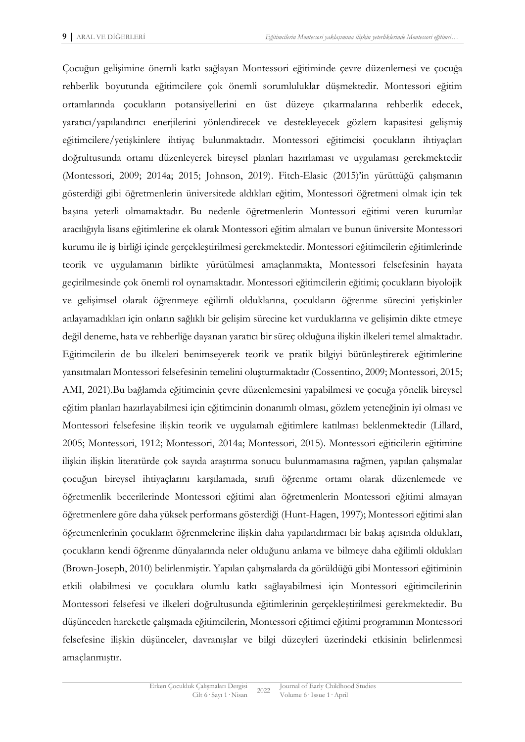Çocuğun gelişimine önemli katkı sağlayan Montessori eğitiminde çevre düzenlemesi ve çocuğa rehberlik boyutunda eğitimcilere çok önemli sorumluluklar düşmektedir. Montessori eğitim ortamlarında çocukların potansiyellerini en üst düzeye çıkarmalarına rehberlik edecek, yaratıcı/yapılandırıcı enerjilerini yönlendirecek ve destekleyecek gözlem kapasitesi gelişmiş eğitimcilere/yetişkinlere ihtiyaç bulunmaktadır. Montessori eğitimcisi çocukların ihtiyaçları doğrultusunda ortamı düzenleyerek bireysel planları hazırlaması ve uygulaması gerekmektedir (Montessori, 2009; 2014a; 2015; Johnson, 2019). Fitch-Elasic (2015)'in yürüttüğü çalışmanın gösterdiği gibi öğretmenlerin üniversitede aldıkları eğitim, Montessori öğretmeni olmak için tek başına yeterli olmamaktadır. Bu nedenle öğretmenlerin Montessori eğitimi veren kurumlar aracılığıyla lisans eğitimlerine ek olarak Montessori eğitim almaları ve bunun üniversite Montessori kurumu ile iş birliği içinde gerçekleştirilmesi gerekmektedir. Montessori eğitimcilerin eğitimlerinde teorik ve uygulamanın birlikte yürütülmesi amaçlanmakta, Montessori felsefesinin hayata geçirilmesinde çok önemli rol oynamaktadır. Montessori eğitimcilerin eğitimi; çocukların biyolojik ve gelişimsel olarak öğrenmeye eğilimli olduklarına, çocukların öğrenme sürecini yetişkinler anlayamadıkları için onların sağlıklı bir gelişim sürecine ket vurduklarına ve gelişimin dikte etmeye değil deneme, hata ve rehberliğe dayanan yaratıcı bir süreç olduğuna ilişkin ilkeleri temel almaktadır. Eğitimcilerin de bu ilkeleri benimseyerek teorik ve pratik bilgiyi bütünleştirerek eğitimlerine yansıtmaları Montessori felsefesinin temelini oluşturmaktadır (Cossentino, 2009; Montessori, 2015; AMI, 2021).Bu bağlamda eğitimcinin çevre düzenlemesini yapabilmesi ve çocuğa yönelik bireysel eğitim planları hazırlayabilmesi için eğitimcinin donanımlı olması, gözlem yeteneğinin iyi olması ve Montessori felsefesine ilişkin teorik ve uygulamalı eğitimlere katılması beklenmektedir (Lillard, 2005; Montessori, 1912; Montessori, 2014a; Montessori, 2015). Montessori eğiticilerin eğitimine ilişkin ilişkin literatürde çok sayıda araştırma sonucu bulunmamasına rağmen, yapılan çalışmalar çocuğun bireysel ihtiyaçlarını karşılamada, sınıfı öğrenme ortamı olarak düzenlemede ve öğretmenlik becerilerinde Montessori eğitimi alan öğretmenlerin Montessori eğitimi almayan öğretmenlere göre daha yüksek performans gösterdiği (Hunt-Hagen, 1997); Montessori eğitimi alan öğretmenlerinin çocukların öğrenmelerine ilişkin daha yapılandırmacı bir bakış açısında oldukları, çocukların kendi öğrenme dünyalarında neler olduğunu anlama ve bilmeye daha eğilimli oldukları (Brown-Joseph, 2010) belirlenmiştir. Yapılan çalışmalarda da görüldüğü gibi Montessori eğitiminin etkili olabilmesi ve çocuklara olumlu katkı sağlayabilmesi için Montessori eğitimcilerinin Montessori felsefesi ve ilkeleri doğrultusunda eğitimlerinin gerçekleştirilmesi gerekmektedir. Bu düşünceden hareketle çalışmada eğitimcilerin, Montessori eğitimci eğitimi programının Montessori felsefesine ilişkin düşünceler, davranışlar ve bilgi düzeyleri üzerindeki etkisinin belirlenmesi amaçlanmıştır.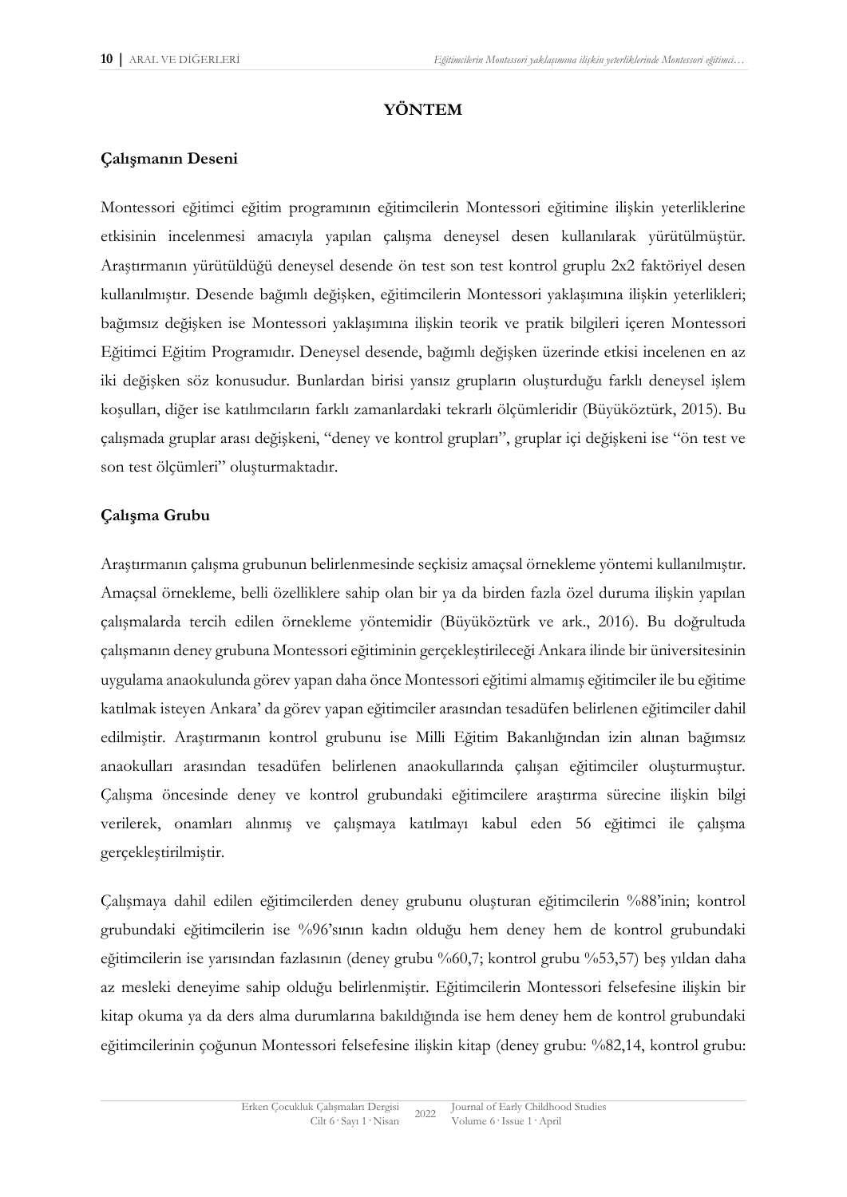## YÖNTEM

### Çalışmanın Deseni

Montessori eğitimci eğitim programının eğitimcilerin Montessori eğitimine ilişkin yeterliklerine etkisinin incelenmesi amacıyla yapılan çalışma deneysel desen kullanılarak yürütülmüştür. Araştırmanın yürütüldüğü deneysel desende ön test son test kontrol gruplu 2x2 faktöriyel desen kullanılmıştır. Desende bağımlı değişken, eğitimcilerin Montessori yaklaşımına ilişkin yeterlikleri; bağımsız değişken ise Montessori yaklaşımına ilişkin teorik ve pratik bilgileri içeren Montessori Eğitimci Eğitim Programıdır. Deneysel desende, bağımlı değişken üzerinde etkisi incelenen en az iki değişken söz konusudur. Bunlardan birisi yansız grupların oluşturduğu farklı deneysel işlem koşulları, diğer ise katılımcıların farklı zamanlardaki tekrarlı ölçümleridir (Büyüköztürk, 2015). Bu çalışmada gruplar arası değişkeni, "deney ve kontrol grupları", gruplar içi değişkeni ise "ön test ve son test ölçümleri" oluşturmaktadır.

### Çalışma Grubu

Araştırmanın çalışma grubunun belirlenmesinde seçkisiz amaçsal örnekleme yöntemi kullanılmıştır. Amaçsal örnekleme, belli özelliklere sahip olan bir ya da birden fazla özel duruma ilişkin yapılan çalışmalarda tercih edilen örnekleme yöntemidir (Büyüköztürk ve ark., 2016). Bu doğrultuda çalışmanın deney grubuna Montessori eğitiminin gerçekleştirileceği Ankara ilinde bir üniversitesinin uygulama anaokulunda görev yapan daha önce Montessori eğitimi almamış eğitimciler ile bu eğitime katılmak isteyen Ankara' da görev yapan eğitimciler arasından tesadüfen belirlenen eğitimciler dahil edilmiştir. Araştırmanın kontrol grubunu ise Milli Eğitim Bakanlığından izin alınan bağımsız anaokulları arasından tesadüfen belirlenen anaokullarında çalışan eğitimciler oluşturmuştur. Çalışma öncesinde deney ve kontrol grubundaki eğitimcilere araştırma sürecine ilişkin bilgi verilerek, onamları alınmış ve çalışmaya katılmayı kabul eden 56 eğitimci ile çalışma gerçekleştirilmiştir.

Çalışmaya dahil edilen eğitimcilerden deney grubunu oluşturan eğitimcilerin %88'inin; kontrol grubundaki eğitimcilerin ise %96'sının kadın olduğu hem deney hem de kontrol grubundaki eğitimcilerin ise yarısından fazlasının (deney grubu %60,7; kontrol grubu %53,57) beş yıldan daha az mesleki deneyime sahip olduğu belirlenmiştir. Eğitimcilerin Montessori felsefesine ilişkin bir kitap okuma ya da ders alma durumlarına bakıldığında ise hem deney hem de kontrol grubundaki eğitimcilerinin çoğunun Montessori felsefesine ilişkin kitap (deney grubu: %82,14, kontrol grubu: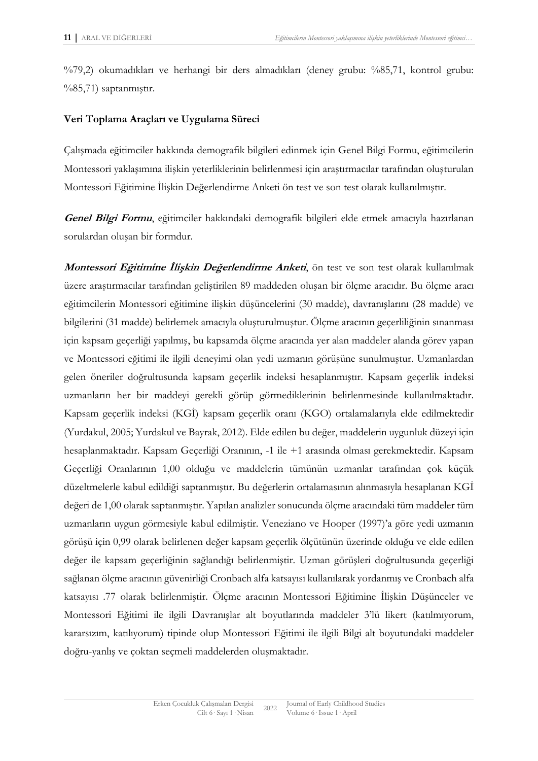%79,2) okumadıkları ve herhangi bir ders almadıkları (deney grubu: %85,71, kontrol grubu: %85,71) saptanmıştır.

**Veri Toplama Araçları ve Uygulama Süreci**

Çalışmada eğitimciler hakkında demografik bilgileri edinmek için Genel Bilgi Formu, eğitimcilerin Montessori yaklaşımına ilişkin yeterliklerinin belirlenmesi için araştırmacılar tarafından oluşturulan Montessori Eğitimine İlişkin Değerlendirme Anketi ön test ve son test olarak kullanılmıştır.

***Genel Bilgi Formu***, eğitimciler hakkındaki demografik bilgileri elde etmek amacıyla hazırlanan sorulardan oluşan bir formdur.

***Montessori Eğitimine İlişkin Değerlendirme Anketi***, ön test ve son test olarak kullanılmak üzere araştırmacılar tarafından geliştirilen 89 maddeden oluşan bir ölçme aracıdır. Bu ölçme aracı eğitimcilerin Montessori eğitimine ilişkin düşüncelerini (30 madde), davranışlarını (28 madde) ve bilgilerini (31 madde) belirlemek amacıyla oluşturulmuştur. Ölçme aracının geçerliliğinin sınanması için kapsam geçerliği yapılmış, bu kapsamda ölçme aracında yer alan maddeler alanda görev yapan ve Montessori eğitimi ile ilgili deneyimi olan yedi uzmanın görüşüne sunulmuştur. Uzmanlardan gelen öneriler doğrultusunda kapsam geçerlik indeksi hesaplanmıştır. Kapsam geçerlik indeksi uzmanların her bir maddeyi gerekli görüp görmediklerinin belirlenmesinde kullanılmaktadır. Kapsam geçerlik indeksi (KGİ) kapsam geçerlik oranı (KGO) ortalamalarıyla elde edilmektedir (Yurdakul, 2005; Yurdakul ve Bayrak, 2012). Elde edilen bu değer, maddelerin uygunluk düzeyi için hesaplanmaktadır. Kapsam Geçerliği Oranının, -1 ile +1 arasında olması gerekmektedir. Kapsam Geçerliği Oranlarının 1,00 olduğu ve maddelerin tümünün uzmanlar tarafından çok küçük düzeltmelerle kabul edildiği saptanmıştır. Bu değerlerin ortalamasının alınmasıyla hesaplanan KGİ değeri de 1,00 olarak saptanmıştır. Yapılan analizler sonucunda ölçme aracındaki tüm maddeler tüm uzmanların uygun görmesiyle kabul edilmiştir. Veneziano ve Hooper (1997)'a göre yedi uzmanın görüşü için 0,99 olarak belirlenen değer kapsam geçerlik ölçütünün üzerinde olduğu ve elde edilen değer ile kapsam geçerliğinin sağlandığı belirlenmiştir. Uzman görüşleri doğrultusunda geçerliği sağlanan ölçme aracının güvenirliği Cronbach alfa katsayısı kullanılarak yordanmış ve Cronbach alfa katsayısı .77 olarak belirlenmiştir. Ölçme aracının Montessori Eğitimine İlişkin Düşünceler ve Montessori Eğitimi ile ilgili Davranışlar alt boyutlarında maddeler 3'lü likert (katılmıyorum, kararsızım, katılıyorum) tipinde olup Montessori Eğitimi ile ilgili Bilgi alt boyutundaki maddeler doğru-yanlış ve çoktan seçmeli maddelerden oluşmaktadır.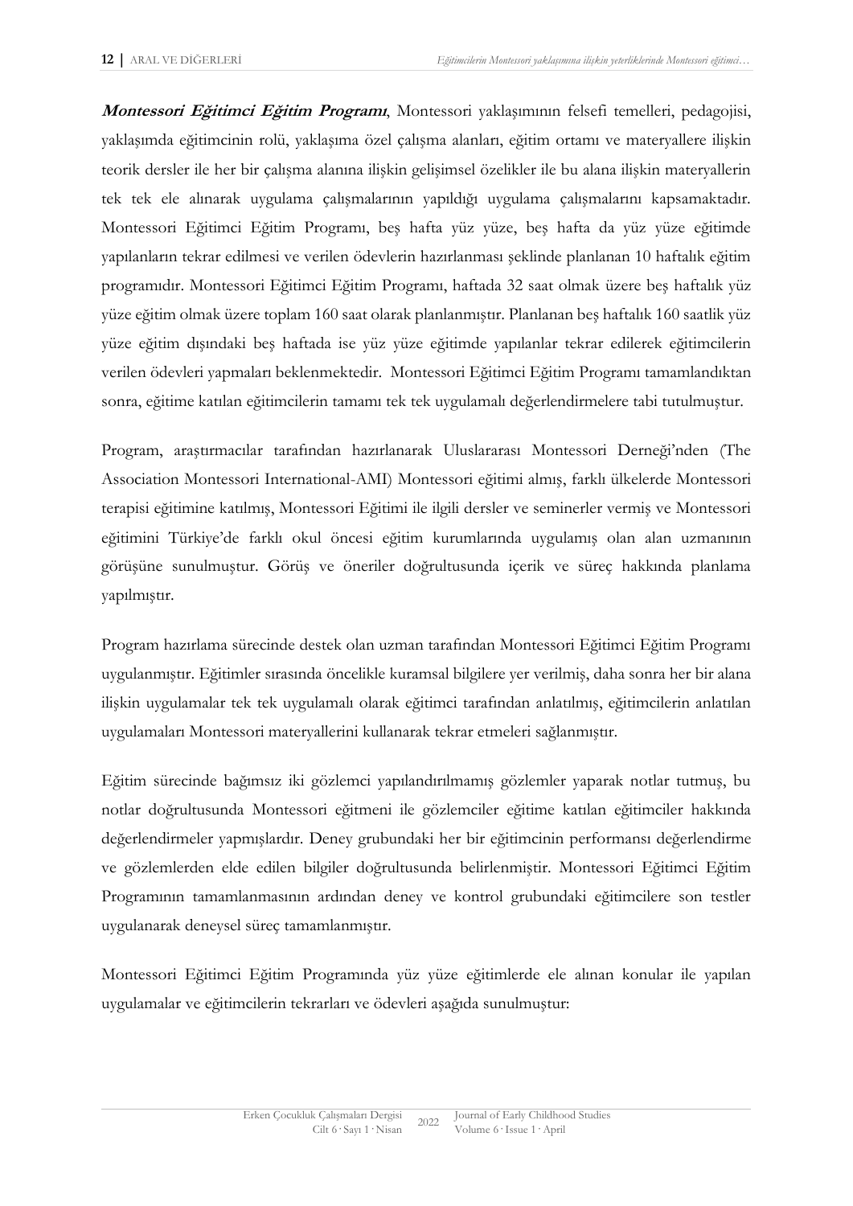***Montessori Eğitimci Eğitim Programı***, Montessori yaklaşımının felsefi temelleri, pedagojisi, yaklaşımda eğitimcinin rolü, yaklaşıma özel çalışma alanları, eğitim ortamı ve materyallere ilişkin teorik dersler ile her bir çalışma alanına ilişkin gelişimsel özelikler ile bu alana ilişkin materyallerin tek tek ele alınarak uygulama çalışmalarının yapıldığı uygulama çalışmalarını kapsamaktadır. Montessori Eğitimci Eğitim Programı, beş hafta yüz yüze, beş hafta da yüz yüze eğitimde yapılanların tekrar edilmesi ve verilen ödevlerin hazırlanması şeklinde planlanan 10 haftalık eğitim programıdır. Montessori Eğitimci Eğitim Programı, haftada 32 saat olmak üzere beş haftalık yüz yüze eğitim olmak üzere toplam 160 saat olarak planlanmıştır. Planlanan beş haftalık 160 saatlik yüz yüze eğitim dışındaki beş haftada ise yüz yüze eğitimde yapılanlar tekrar edilerek eğitimcilerin verilen ödevleri yapmaları beklenmektedir. Montessori Eğitimci Eğitim Programı tamamlandıktan sonra, eğitime katılan eğitimcilerin tamamı tek tek uygulamalı değerlendirmelere tabi tutulmuştur.

Program, araştırmacılar tarafından hazırlanarak Uluslararası Montessori Derneği'nden (The Association Montessori International-AMI) Montessori eğitimi almış, farklı ülkelerde Montessori terapisi eğitimine katılmış, Montessori Eğitimi ile ilgili dersler ve seminerler vermiş ve Montessori eğitimini Türkiye'de farklı okul öncesi eğitim kurumlarında uygulamış olan alan uzmanının görüşüne sunulmuştur. Görüş ve öneriler doğrultusunda içerik ve süreç hakkında planlama yapılmıştır.

Program hazırlama sürecinde destek olan uzman tarafından Montessori Eğitimci Eğitim Programı uygulanmıştır. Eğitimler sırasında öncelikle kuramsal bilgilere yer verilmiş, daha sonra her bir alana ilişkin uygulamalar tek tek uygulamalı olarak eğitimci tarafından anlatılmış, eğitimcilerin anlatılan uygulamaları Montessori materyallerini kullanarak tekrar etmeleri sağlanmıştır.

Eğitim sürecinde bağımsız iki gözlemci yapılandırılmamış gözlemler yaparak notlar tutmuş, bu notlar doğrultusunda Montessori eğitmeni ile gözlemciler eğitime katılan eğitimciler hakkında değerlendirmeler yapmışlardır. Deney grubundaki her bir eğitimcinin performansı değerlendirme ve gözlemlerden elde edilen bilgiler doğrultusunda belirlenmiştir. Montessori Eğitimci Eğitim Programının tamamlanmasının ardından deney ve kontrol grubundaki eğitimcilere son testler uygulanarak deneysel süreç tamamlanmıştır.

Montessori Eğitimci Eğitim Programında yüz yüze eğitimlerde ele alınan konular ile yapılan uygulamalar ve eğitimcilerin tekrarları ve ödevleri aşağıda sunulmuştur: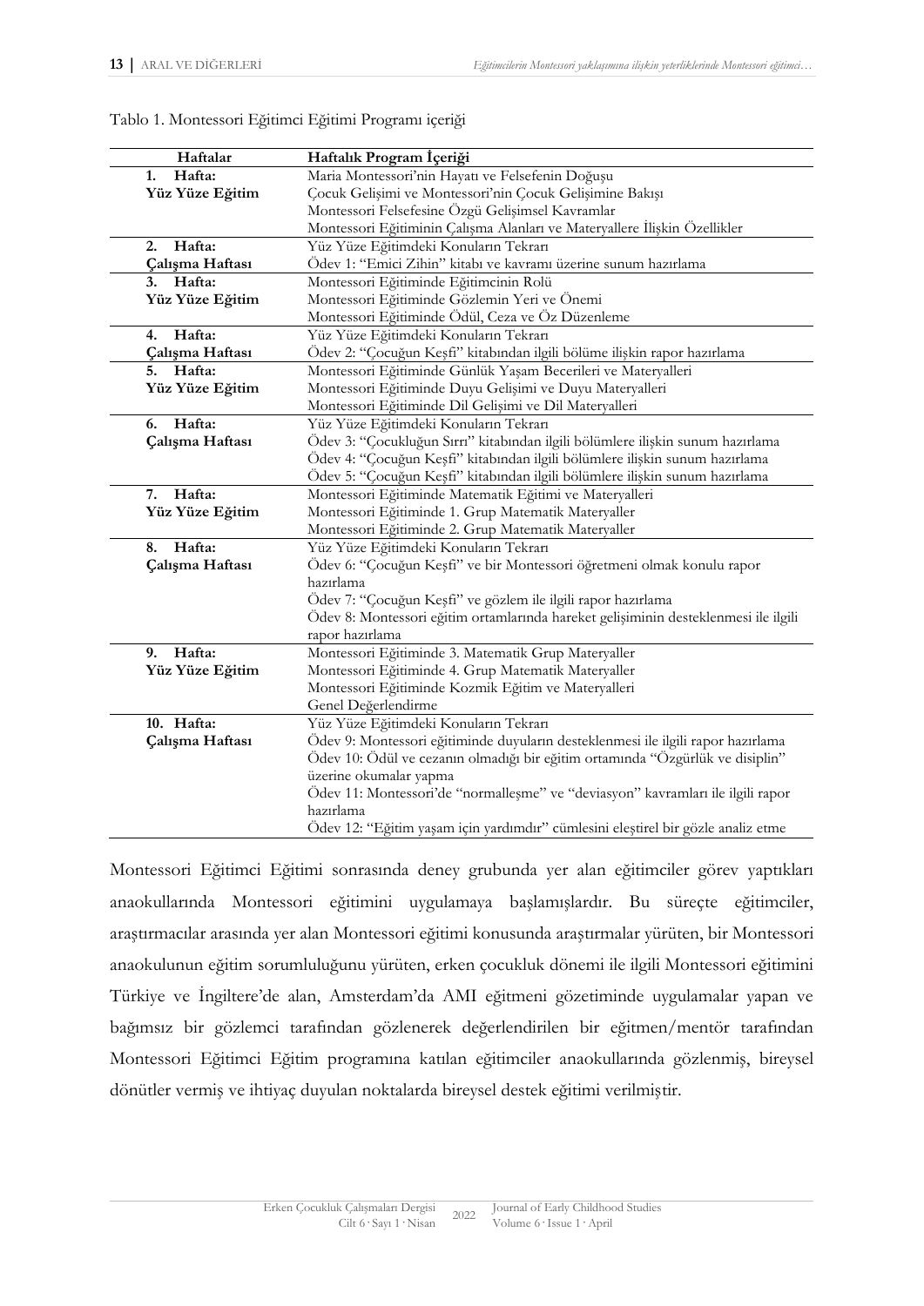Tablo 1. Montessori Eğitimci Eğitimi Programı içeriği

| Haftalar | Haftalık Program İçeriği |
|---|---|
| **1. Hafta: Yüz Yüze Eğitim** | Maria Montessori'nin Hayatı ve Felsefenin Doğuşu<br>Çocuk Gelişimi ve Montessori'nin Çocuk Gelişimine Bakışı<br>Montessori Felsefesine Özgü Gelişimsel Kavramlar<br>Montessori Eğitiminin Çalışma Alanları ve Materyallere İlişkin Özellikler |
| **2. Hafta: Çalışma Haftası** | Yüz Yüze Eğitimdeki Konuların Tekrarı<br>Ödev 1: "Emici Zihin" kitabı ve kavramı üzerine sunum hazırlama |
| **3. Hafta: Yüz Yüze Eğitim** | Montessori Eğitiminde Eğitimcinin Rolü<br>Montessori Eğitiminde Gözlemin Yeri ve Önemi<br>Montessori Eğitiminde Ödül, Ceza ve Öz Düzenleme |
| **4. Hafta: Çalışma Haftası** | Yüz Yüze Eğitimdeki Konuların Tekrarı<br>Ödev 2: "Çocuğun Keşfi" kitabından ilgili bölüme ilişkin rapor hazırlama |
| **5. Hafta: Yüz Yüze Eğitim** | Montessori Eğitiminde Günlük Yaşam Becerileri ve Materyalleri<br>Montessori Eğitiminde Duyu Gelişimi ve Duyu Materyalleri<br>Montessori Eğitiminde Dil Gelişimi ve Dil Materyalleri |
| **6. Hafta: Çalışma Haftası** | Yüz Yüze Eğitimdeki Konuların Tekrarı<br>Ödev 3: "Çocukluğun Sırrı" kitabından ilgili bölümlere ilişkin sunum hazırlama<br>Ödev 4: "Çocuğun Keşfi" kitabından ilgili bölümlere ilişkin sunum hazırlama<br>Ödev 5: "Çocuğun Keşfi" kitabından ilgili bölümlere ilişkin sunum hazırlama |
| **7. Hafta: Yüz Yüze Eğitim** | Montessori Eğitiminde Matematik Eğitimi ve Materyalleri<br>Montessori Eğitiminde 1. Grup Matematik Materyaller<br>Montessori Eğitiminde 2. Grup Matematik Materyaller |
| **8. Hafta: Çalışma Haftası** | Yüz Yüze Eğitimdeki Konuların Tekrarı<br>Ödev 6: "Çocuğun Keşfi" ve bir Montessori öğretmeni olmak konulu rapor hazırlama<br>Ödev 7: "Çocuğun Keşfi" ve gözlem ile ilgili rapor hazırlama<br>Ödev 8: Montessori eğitim ortamlarında hareket gelişiminin desteklenmesi ile ilgili rapor hazırlama |
| **9. Hafta: Yüz Yüze Eğitim** | Montessori Eğitiminde 3. Matematik Grup Materyaller<br>Montessori Eğitiminde 4. Grup Matematik Materyaller<br>Montessori Eğitiminde Kozmik Eğitim ve Materyalleri<br>Genel Değerlendirme |
| **10. Hafta: Çalışma Haftası** | Yüz Yüze Eğitimdeki Konuların Tekrarı<br>Ödev 9: Montessori eğitiminde duyuların desteklenmesi ile ilgili rapor hazırlama<br>Ödev 10: Ödül ve cezanın olmadığı bir eğitim ortamında "Özgürlük ve disiplin" üzerine okumalar yapma<br>Ödev 11: Montessori'de "normalleşme" ve "deviasyon" kavramları ile ilgili rapor hazırlama<br>Ödev 12: "Eğitim yaşam için yardımdır" cümlesini eleştirel bir gözle analiz etme |

Montessori Eğitimci Eğitimi sonrasında deney grubunda yer alan eğitimciler görev yaptıkları anaokullarında Montessori eğitimini uygulamaya başlamışlardır. Bu süreçte eğitimciler, araştırmacılar arasında yer alan Montessori eğitimi konusunda araştırmalar yürüten, bir Montessori anaokulunun eğitim sorumluluğunu yürüten, erken çocukluk dönemi ile ilgili Montessori eğitimini Türkiye ve İngiltere'de alan, Amsterdam'da AMI eğitmeni gözetiminde uygulamalar yapan ve bağımsız bir gözlemci tarafından gözlenerek değerlendirilen bir eğitmen/mentör tarafından Montessori Eğitimci Eğitim programına katılan eğitimciler anaokullarında gözlenmiş, bireysel dönütler vermiş ve ihtiyaç duyulan noktalarda bireysel destek eğitimi verilmiştir.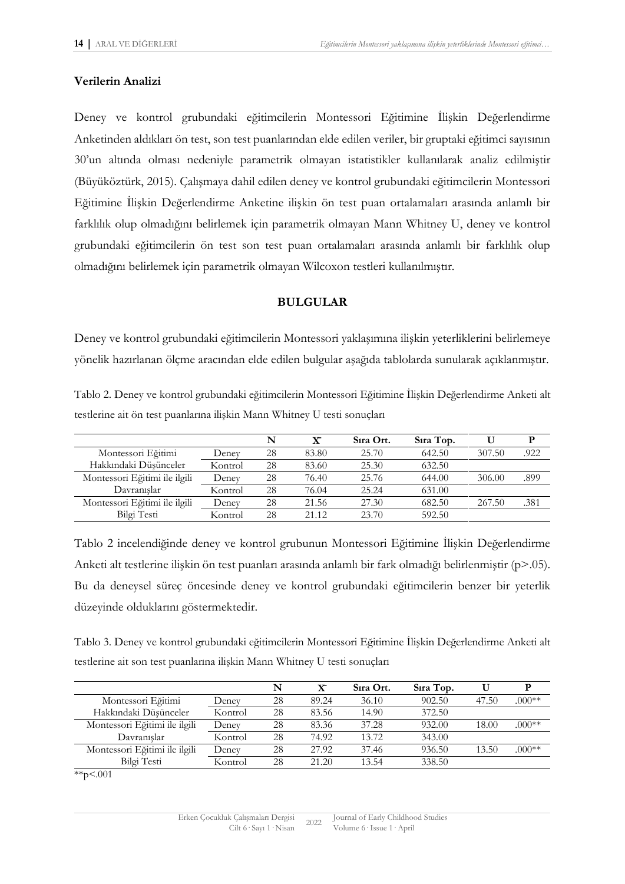### Verilerin Analizi

Deney ve kontrol grubundaki eğitimcilerin Montessori Eğitimine İlişkin Değerlendirme Anketinden aldıkları ön test, son test puanlarından elde edilen veriler, bir gruptaki eğitimci sayısının 30'un altında olması nedeniyle parametrik olmayan istatistikler kullanılarak analiz edilmiştir (Büyüköztürk, 2015). Çalışmaya dahil edilen deney ve kontrol grubundaki eğitimcilerin Montessori Eğitimine İlişkin Değerlendirme Anketine ilişkin ön test puan ortalamaları arasında anlamlı bir farklılık olup olmadığını belirlemek için parametrik olmayan Mann Whitney U, deney ve kontrol grubundaki eğitimcilerin ön test son test puan ortalamaları arasında anlamlı bir farklılık olup olmadığını belirlemek için parametrik olmayan Wilcoxon testleri kullanılmıştır.

## BULGULAR

Deney ve kontrol grubundaki eğitimcilerin Montessori yaklaşımına ilişkin yeterliklerini belirlemeye yönelik hazırlanan ölçme aracından elde edilen bulgular aşağıda tablolarda sunularak açıklanmıştır.

Tablo 2. Deney ve kontrol grubundaki eğitimcilerin Montessori Eğitimine İlişkin Değerlendirme Anketi alt testlerine ait ön test puanlarına ilişkin Mann Whitney U testi sonuçları

| | | N | $\bar{X}$ | Sıra Ort. | Sıra Top. | U | P |
|---|---|---|---|---|---|---|---|
| Montessori Eğitimi Hakkındaki Düşünceler | Deney | 28 | 83.80 | 25.70 | 642.50 | 307.50 | .922 |
| | Kontrol | 28 | 83.60 | 25.30 | 632.50 | | |
| Montessori Eğitimi ile ilgili Davranışlar | Deney | 28 | 76.40 | 25.76 | 644.00 | 306.00 | .899 |
| | Kontrol | 28 | 76.04 | 25.24 | 631.00 | | |
| Montessori Eğitimi ile ilgili Bilgi Testi | Deney | 28 | 21.56 | 27.30 | 682.50 | 267.50 | .381 |
| | Kontrol | 28 | 21.12 | 23.70 | 592.50 | | |

Tablo 2 incelendiğinde deney ve kontrol grubunun Montessori Eğitimine İlişkin Değerlendirme Anketi alt testlerine ilişkin ön test puanları arasında anlamlı bir fark olmadığı belirlenmiştir ($p>.05$). Bu da deneysel süreç öncesinde deney ve kontrol grubundaki eğitimcilerin benzer bir yeterlik düzeyinde olduklarını göstermektedir.

Tablo 3. Deney ve kontrol grubundaki eğitimcilerin Montessori Eğitimine İlişkin Değerlendirme Anketi alt testlerine ait son test puanlarına ilişkin Mann Whitney U testi sonuçları

| | | N | $\bar{X}$ | Sıra Ort. | Sıra Top. | U | P |
|---|---|---|---|---|---|---|---|
| Montessori Eğitimi Hakkındaki Düşünceler | Deney | 28 | 89.24 | 36.10 | 902.50 | 47.50 | .000** |
| | Kontrol | 28 | 83.56 | 14.90 | 372.50 | | |
| Montessori Eğitimi ile ilgili Davranışlar | Deney | 28 | 83.36 | 37.28 | 932.00 | 18.00 | .000** |
| | Kontrol | 28 | 74.92 | 13.72 | 343.00 | | |
| Montessori Eğitimi ile ilgili Bilgi Testi | Deney | 28 | 27.92 | 37.46 | 936.50 | 13.50 | .000** |
| | Kontrol | 28 | 21.20 | 13.54 | 338.50 | | |

**$p<.001$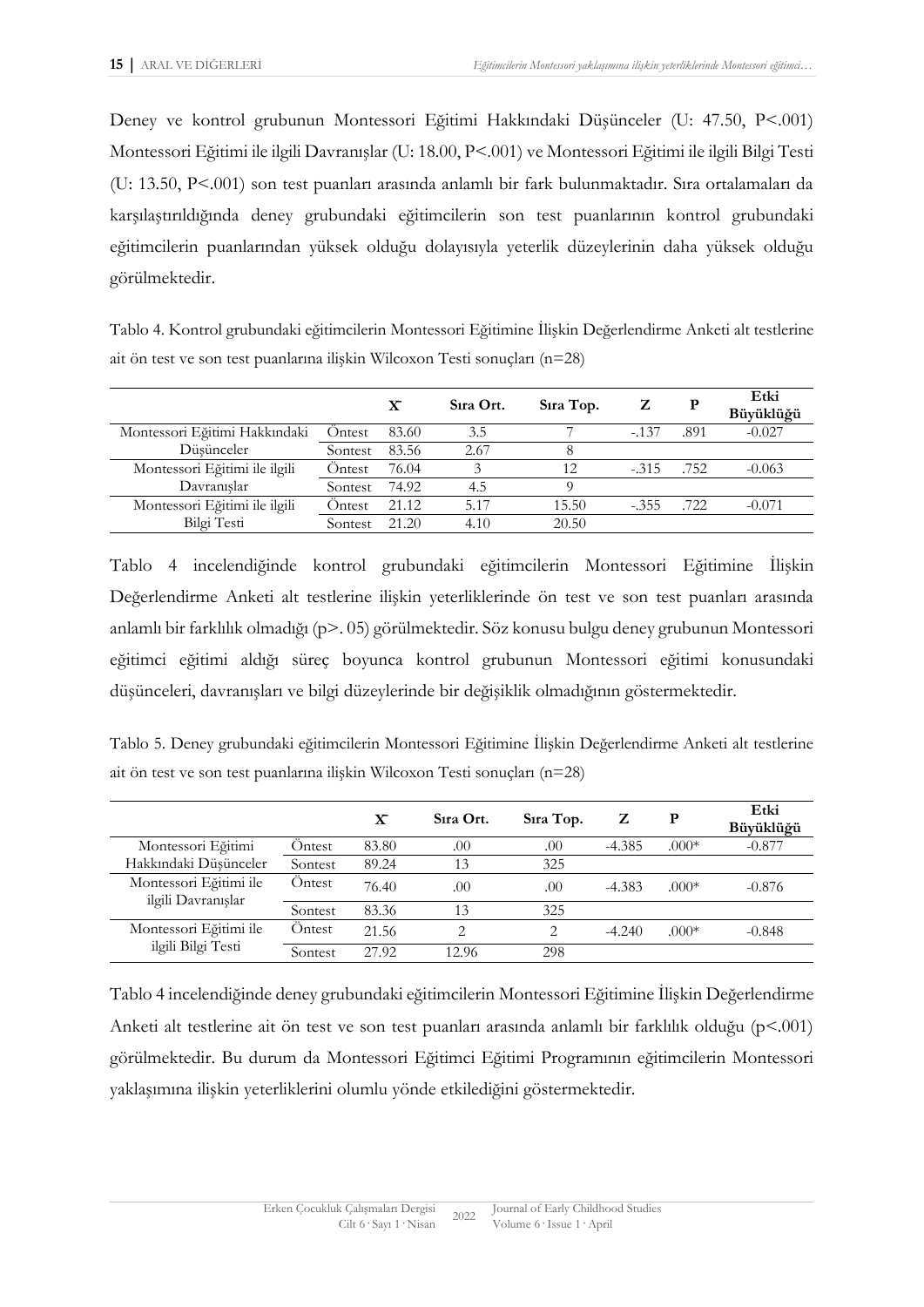Deney ve kontrol grubunun Montessori Eğitimi Hakkındaki Düşünceler (U: 47.50, P<.001) Montessori Eğitimi ile ilgili Davranışlar (U: 18.00, P<.001) ve Montessori Eğitimi ile ilgili Bilgi Testi (U: 13.50, P<.001) son test puanları arasında anlamlı bir fark bulunmaktadır. Sıra ortalamaları da karşılaştırıldığında deney grubundaki eğitimcilerin son test puanlarının kontrol grubundaki eğitimcilerin puanlarından yüksek olduğu dolayısıyla yeterlik düzeylerinin daha yüksek olduğu görülmektedir.

Tablo 4. Kontrol grubundaki eğitimcilerin Montessori Eğitimine İlişkin Değerlendirme Anketi alt testlerine ait ön test ve son test puanlarına ilişkin Wilcoxon Testi sonuçları (n=28)

| | | $\bar{X}$ | Sıra Ort. | Sıra Top. | Z | P | Etki Büyüklüğü |
|---|---|---|---|---|---|---|---|
| Montessori Eğitimi Hakkındaki Düşünceler | Öntest | 83.60 | 3.5 | 7 | -.137 | .891 | -0.027 |
| | Sontest | 83.56 | 2.67 | 8 | | | |
| Montessori Eğitimi ile ilgili Davranışlar | Öntest | 76.04 | 3 | 12 | -.315 | .752 | -0.063 |
| | Sontest | 74.92 | 4.5 | 9 | | | |
| Montessori Eğitimi ile ilgili Bilgi Testi | Öntest | 21.12 | 5.17 | 15.50 | -.355 | .722 | -0.071 |
| | Sontest | 21.20 | 4.10 | 20.50 | | | |

Tablo 4 incelendiğinde kontrol grubundaki eğitimcilerin Montessori Eğitimine İlişkin Değerlendirme Anketi alt testlerine ilişkin yeterliklerinde ön test ve son test puanları arasında anlamlı bir farklılık olmadığı (p>. 05) görülmektedir. Söz konusu bulgu deney grubunun Montessori eğitimci eğitimi aldığı süreç boyunca kontrol grubunun Montessori eğitimi konusundaki düşünceleri, davranışları ve bilgi düzeylerinde bir değişiklik olmadığının göstermektedir.

Tablo 5. Deney grubundaki eğitimcilerin Montessori Eğitimine İlişkin Değerlendirme Anketi alt testlerine ait ön test ve son test puanlarına ilişkin Wilcoxon Testi sonuçları (n=28)

| | | $\bar{X}$ | Sıra Ort. | Sıra Top. | Z | P | Etki Büyüklüğü |
|---|---|---|---|---|---|---|---|
| Montessori Eğitimi Hakkındaki Düşünceler | Öntest | 83.80 | .00 | .00 | -4.385 | .000* | -0.877 |
| | Sontest | 89.24 | 13 | 325 | | | |
| Montessori Eğitimi ile ilgili Davranışlar | Öntest | 76.40 | .00 | .00 | -4.383 | .000* | -0.876 |
| | Sontest | 83.36 | 13 | 325 | | | |
| Montessori Eğitimi ile ilgili Bilgi Testi | Öntest | 21.56 | 2 | 2 | -4.240 | .000* | -0.848 |
| | Sontest | 27.92 | 12.96 | 298 | | | |

Tablo 4 incelendiğinde deney grubundaki eğitimcilerin Montessori Eğitimine İlişkin Değerlendirme Anketi alt testlerine ait ön test ve son test puanları arasında anlamlı bir farklılık olduğu (p<.001) görülmektedir. Bu durum da Montessori Eğitimci Eğitimi Programının eğitimcilerin Montessori yaklaşımına ilişkin yeterliklerini olumlu yönde etkilediğini göstermektedir.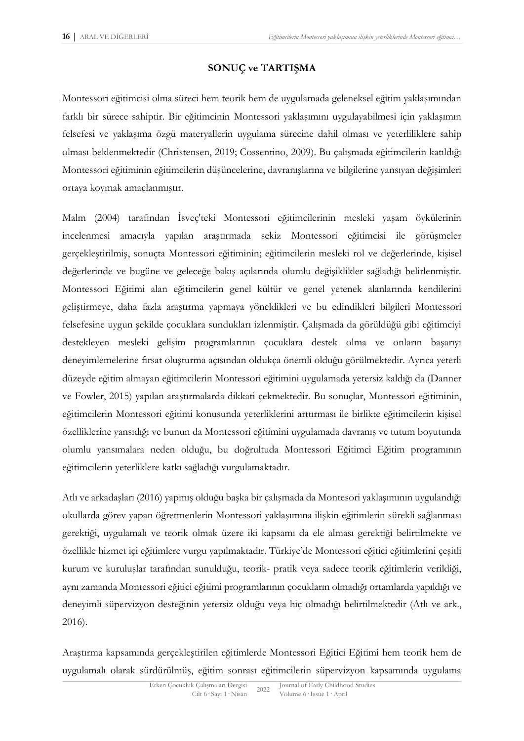## SONUÇ ve TARTIŞMA

Montessori eğitimcisi olma süreci hem teorik hem de uygulamada geleneksel eğitim yaklaşımından farklı bir sürece sahiptir. Bir eğitimcinin Montessori yaklaşımını uygulayabilmesi için yaklaşımın felsefesi ve yaklaşıma özgü materyallerin uygulama sürecine dahil olması ve yeterliliklere sahip olması beklenmektedir (Christensen, 2019; Cossentino, 2009). Bu çalışmada eğitimcilerin katıldığı Montessori eğitiminin eğitimcilerin düşüncelerine, davranışlarına ve bilgilerine yansıyan değişimleri ortaya koymak amaçlanmıştır.

Malm (2004) tarafından İsveç'teki Montessori eğitimcilerinin mesleki yaşam öykülerinin incelenmesi amacıyla yapılan araştırmada sekiz Montessori eğitimcisi ile görüşmeler gerçekleştirilmiş, sonuçta Montessori eğitiminin; eğitimcilerin mesleki rol ve değerlerinde, kişisel değerlerinde ve bugüne ve geleceğe bakış açılarında olumlu değişiklikler sağladığı belirlenmiştir. Montessori Eğitimi alan eğitimcilerin genel kültür ve genel yetenek alanlarında kendilerini geliştirmeye, daha fazla araştırma yapmaya yöneldikleri ve bu edindikleri bilgileri Montessori felsefesine uygun şekilde çocuklara sundukları izlenmiştir. Çalışmada da görüldüğü gibi eğitimciyi destekleyen mesleki gelişim programlarının çocuklara destek olma ve onların başarıyı deneyimlemelerine fırsat oluşturma açısından oldukça önemli olduğu görülmektedir. Ayrıca yeterli düzeyde eğitim almayan eğitimcilerin Montessori eğitimini uygulamada yetersiz kaldığı da (Danner ve Fowler, 2015) yapılan araştırmalarda dikkati çekmektedir. Bu sonuçlar, Montessori eğitiminin, eğitimcilerin Montessori eğitimi konusunda yeterliklerini arttırması ile birlikte eğitimcilerin kişisel özelliklerine yansıdığı ve bunun da Montessori eğitimini uygulamada davranış ve tutum boyutunda olumlu yansımalara neden olduğu, bu doğrultuda Montessori Eğitimci Eğitim programının eğitimcilerin yeterliklere katkı sağladığı vurgulamaktadır.

Atlı ve arkadaşları (2016) yapmış olduğu başka bir çalışmada da Montesori yaklaşımının uygulandığı okullarda görev yapan öğretmenlerin Montessori yaklaşımına ilişkin eğitimlerin sürekli sağlanması gerektiği, uygulamalı ve teorik olmak üzere iki kapsamı da ele alması gerektiği belirtilmekte ve özellikle hizmet içi eğitimlere vurgu yapılmaktadır. Türkiye'de Montessori eğitici eğitimlerini çeşitli kurum ve kuruluşlar tarafından sunulduğu, teorik- pratik veya sadece teorik eğitimlerin verildiği, aynı zamanda Montessori eğitici eğitimi programlarının çocukların olmadığı ortamlarda yapıldığı ve deneyimli süpervizyon desteğinin yetersiz olduğu veya hiç olmadığı belirtilmektedir (Atlı ve ark., 2016).

Araştırma kapsamında gerçekleştirilen eğitimlerde Montessori Eğitici Eğitimi hem teorik hem de uygulamalı olarak sürdürülmüş, eğitim sonrası eğitimcilerin süpervizyon kapsamında uygulama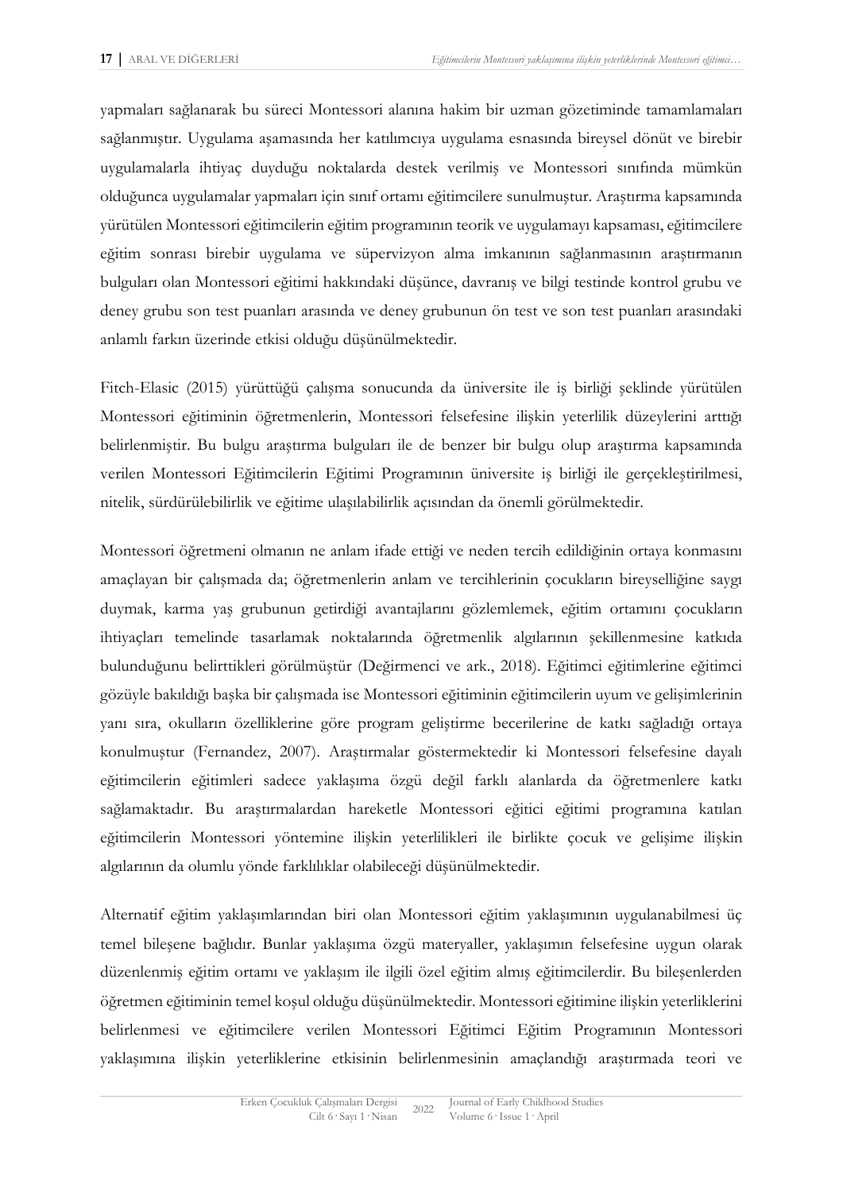yapmaları sağlanarak bu süreci Montessori alanına hakim bir uzman gözetiminde tamamlamaları sağlanmıştır. Uygulama aşamasında her katılımcıya uygulama esnasında bireysel dönüt ve birebir uygulamalarla ihtiyaç duyduğu noktalarda destek verilmiş ve Montessori sınıfında mümkün olduğunca uygulamalar yapmaları için sınıf ortamı eğitimcilere sunulmuştur. Araştırma kapsamında yürütülen Montessori eğitimcilerin eğitim programının teorik ve uygulamayı kapsaması, eğitimcilere eğitim sonrası birebir uygulama ve süpervizyon alma imkanının sağlanmasının araştırmanın bulguları olan Montessori eğitimi hakkındaki düşünce, davranış ve bilgi testinde kontrol grubu ve deney grubu son test puanları arasında ve deney grubunun ön test ve son test puanları arasındaki anlamlı farkın üzerinde etkisi olduğu düşünülmektedir.

Fitch-Elasic (2015) yürüttüğü çalışma sonucunda da üniversite ile iş birliği şeklinde yürütülen Montessori eğitiminin öğretmenlerin, Montessori felsefesine ilişkin yeterlilik düzeylerini arttığı belirlenmiştir. Bu bulgu araştırma bulguları ile de benzer bir bulgu olup araştırma kapsamında verilen Montessori Eğitimcilerin Eğitimi Programının üniversite iş birliği ile gerçekleştirilmesi, nitelik, sürdürülebilirlik ve eğitime ulaşılabilirlik açısından da önemli görülmektedir.

Montessori öğretmeni olmanın ne anlam ifade ettiği ve neden tercih edildiğinin ortaya konmasını amaçlayan bir çalışmada da; öğretmenlerin anlam ve tercihlerinin çocukların bireyselliğine saygı duymak, karma yaş grubunun getirdiği avantajlarını gözlemlemek, eğitim ortamını çocukların ihtiyaçları temelinde tasarlamak noktalarında öğretmenlik algılarının şekillenmesine katkıda bulunduğunu belirttikleri görülmüştür (Değirmenci ve ark., 2018). Eğitimci eğitimlerine eğitimci gözüyle bakıldığı başka bir çalışmada ise Montessori eğitiminin eğitimcilerin uyum ve gelişimlerinin yanı sıra, okulların özelliklerine göre program geliştirme becerilerine de katkı sağladığı ortaya konulmuştur (Fernandez, 2007). Araştırmalar göstermektedir ki Montessori felsefesine dayalı eğitimcilerin eğitimleri sadece yaklaşıma özgü değil farklı alanlarda da öğretmenlere katkı sağlamaktadır. Bu araştırmalardan hareketle Montessori eğitici eğitimi programına katılan eğitimcilerin Montessori yöntemine ilişkin yeterlilikleri ile birlikte çocuk ve gelişime ilişkin algılarının da olumlu yönde farklılıklar olabileceği düşünülmektedir.

Alternatif eğitim yaklaşımlarından biri olan Montessori eğitim yaklaşımının uygulanabilmesi üç temel bileşene bağlıdır. Bunlar yaklaşıma özgü materyaller, yaklaşımın felsefesine uygun olarak düzenlenmiş eğitim ortamı ve yaklaşım ile ilgili özel eğitim almış eğitimcilerdir. Bu bileşenlerden öğretmen eğitiminin temel koşul olduğu düşünülmektedir. Montessori eğitimine ilişkin yeterliklerini belirlenmesi ve eğitimcilere verilen Montessori Eğitimci Eğitim Programının Montessori yaklaşımına ilişkin yeterliklerine etkisinin belirlenmesinin amaçlandığı araştırmada teori ve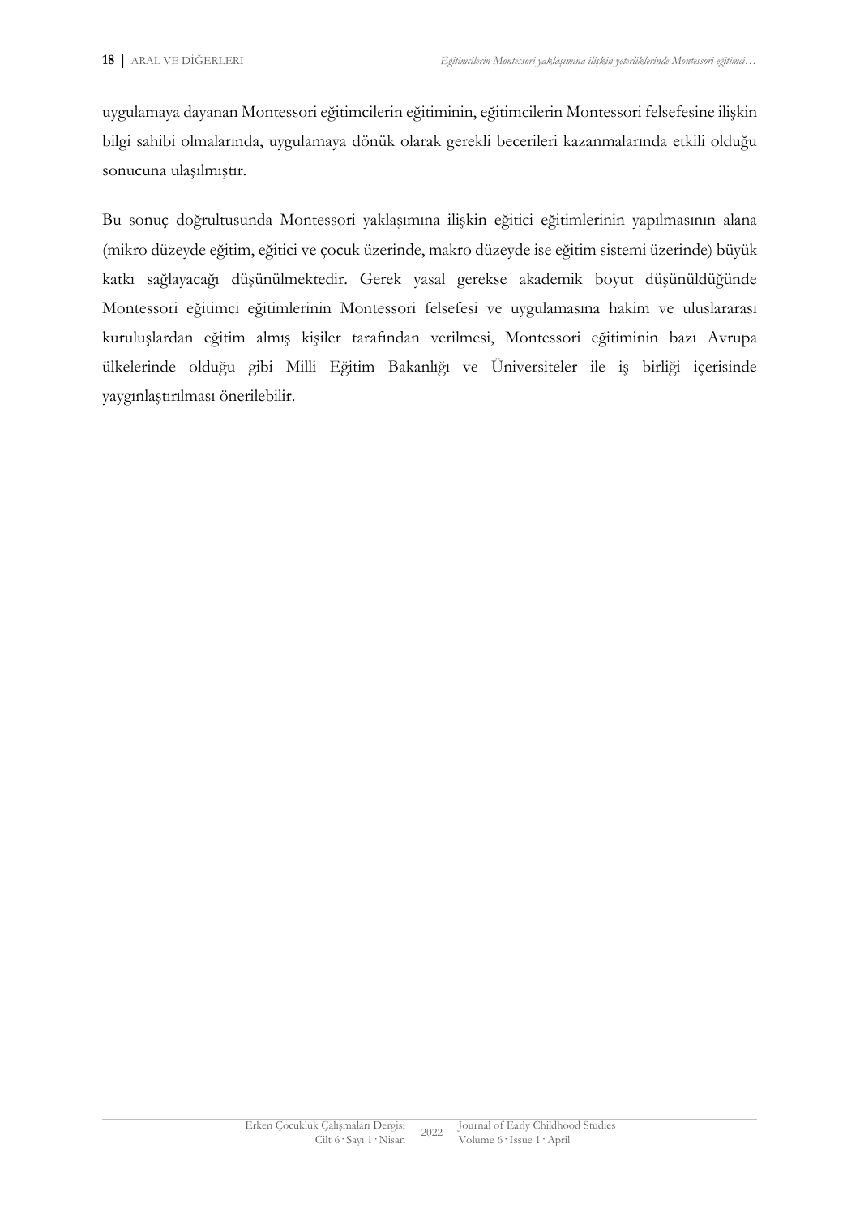uygulamaya dayanan Montessori eğitimcilerin eğitiminin, eğitimcilerin Montessori felsefesine ilişkin bilgi sahibi olmalarında, uygulamaya dönük olarak gerekli becerileri kazanmalarında etkili olduğu sonucuna ulaşılmıştır.

Bu sonuç doğrultusunda Montessori yaklaşımına ilişkin eğitici eğitimlerinin yapılmasının alana (mikro düzeyde eğitim, eğitici ve çocuk üzerinde, makro düzeyde ise eğitim sistemi üzerinde) büyük katkı sağlayacağı düşünülmektedir. Gerek yasal gerekse akademik boyut düşünüldüğünde Montessori eğitimci eğitimlerinin Montessori felsefesi ve uygulamasına hakim ve uluslararası kuruluşlardan eğitim almış kişiler tarafından verilmesi, Montessori eğitiminin bazı Avrupa ülkelerinde olduğu gibi Milli Eğitim Bakanlığı ve Üniversiteler ile iş birliği içerisinde yaygınlaştırılması önerilebilir.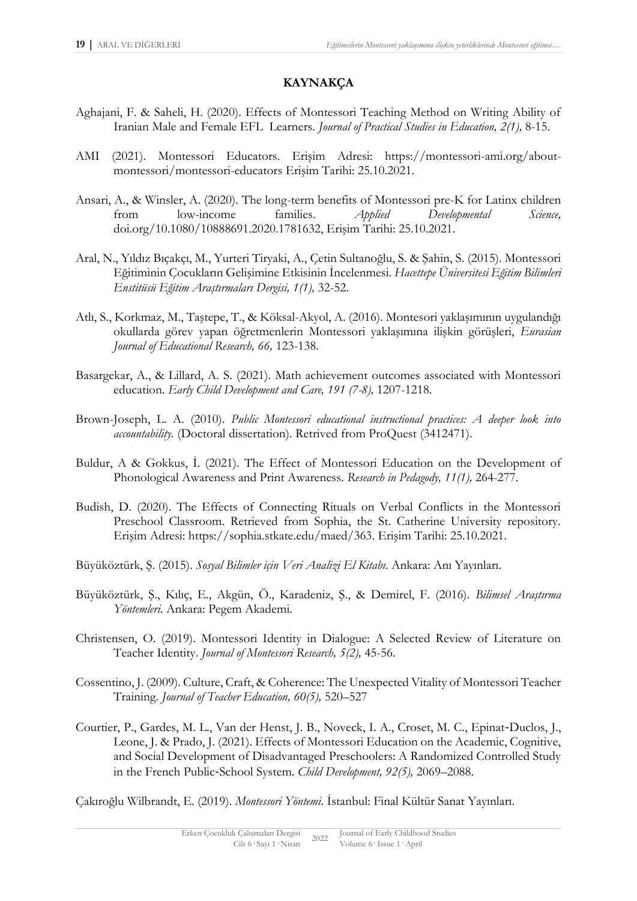## KAYNAKÇA

Aghajani, F. & Saheli, H. (2020). Effects of Montessori Teaching Method on Writing Ability of Iranian Male and Female EFL Learners. *Journal of Practical Studies in Education, 2(1),* 8-15.

AMI (2021). Montessori Educators. Erişim Adresi: https://montessori-ami.org/about-montessori/montessori-educators Erişim Tarihi: 25.10.2021.

Ansari, A., & Winsler, A. (2020). The long-term benefits of Montessori pre-K for Latinx children from low-income families. *Applied Developmental Science,* doi.org/10.1080/10888691.2020.1781632, Erişim Tarihi: 25.10.2021.

Aral, N., Yıldız Bıçakçı, M., Yurteri Tiryaki, A., Çetin Sultanoğlu, S. & Şahin, S. (2015). Montessori Eğitiminin Çocukların Gelişimine Etkisinin İncelenmesi. *Hacettepe Üniversitesi Eğitim Bilimleri Enstitüsü Eğitim Araştırmaları Dergisi, 1(1),* 32-52.

Atlı, S., Korkmaz, M., Taştepe, T., & Köksal-Akyol, A. (2016). Montesori yaklaşımının uygulandığı okullarda görev yapan öğretmenlerin Montessori yaklaşımına ilişkin görüşleri, *Eurasian Journal of Educational Research, 66,* 123-138.

Basargekar, A., & Lillard, A. S. (2021). Math achievement outcomes associated with Montessori education. *Early Child Development and Care, 191 (7-8),* 1207-1218.

Brown-Joseph, L. A. (2010). *Public Montessori educational instructional practices: A deeper look into accountability.* (Doctoral dissertation). Retrived from ProQuest (3412471).

Buldur, A & Gokkus, İ. (2021). The Effect of Montessori Education on the Development of Phonological Awareness and Print Awareness. *Research in Pedagody, 11(1),* 264-277.

Budish, D. (2020). The Effects of Connecting Rituals on Verbal Conflicts in the Montessori Preschool Classroom. Retrieved from Sophia, the St. Catherine University repository. Erişim Adresi: https://sophia.stkate.edu/maed/363. Erişim Tarihi: 25.10.2021.

Büyüköztürk, Ş. (2015). *Sosyal Bilimler için Veri Analizi El Kitabı.* Ankara: Anı Yayınları.

Büyüköztürk, Ş., Kılıç, E., Akgün, Ö., Karadeniz, Ş., & Demirel, F. (2016). *Bilimsel Araştırma Yöntemleri.* Ankara: Pegem Akademi.

Christensen, O. (2019). Montessori Identity in Dialogue: A Selected Review of Literature on Teacher Identity. *Journal of Montessori Research, 5(2),* 45-56.

Cossentino, J. (2009). Culture, Craft, & Coherence: The Unexpected Vitality of Montessori Teacher Training. *Journal of Teacher Education, 60(5),* 520–527

Courtier, P., Gardes, M. L., Van der Henst, J. B., Noveck, I. A., Croset, M. C., Epinat-Duclos, J., Leone, J. & Prado, J. (2021). Effects of Montessori Education on the Academic, Cognitive, and Social Development of Disadvantaged Preschoolers: A Randomized Controlled Study in the French Public-School System. *Child Development, 92(5),* 2069–2088.

Çakıroğlu Wilbrandt, E. (2019). *Montessori Yöntemi.* İstanbul: Final Kültür Sanat Yayınları.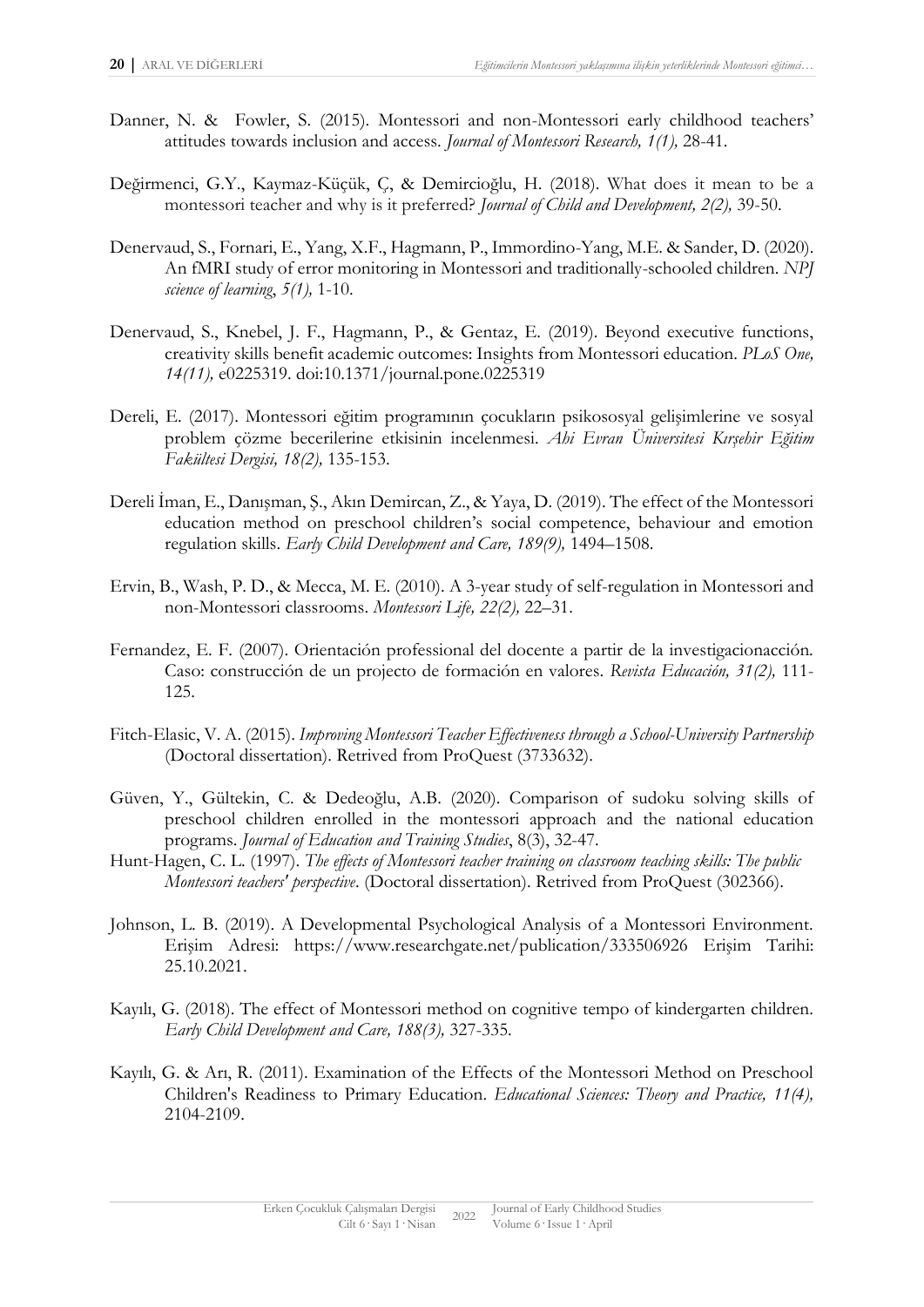Danner, N. & Fowler, S. (2015). Montessori and non-Montessori early childhood teachers' attitudes towards inclusion and access. *Journal of Montessori Research, 1(1),* 28-41.

Değirmenci, G.Y., Kaymaz-Küçük, Ç, & Demircioğlu, H. (2018). What does it mean to be a montessori teacher and why is it preferred? *Journal of Child and Development, 2(2),* 39-50.

Denervaud, S., Fornari, E., Yang, X.F., Hagmann, P., Immordino-Yang, M.E. & Sander, D. (2020). An fMRI study of error monitoring in Montessori and traditionally-schooled children. *NPJ science of learning*, *5(1),* 1-10.

Denervaud, S., Knebel, J. F., Hagmann, P., & Gentaz, E. (2019). Beyond executive functions, creativity skills benefit academic outcomes: Insights from Montessori education. *PLoS One, 14(11),* e0225319. doi:10.1371/journal.pone.0225319

Dereli, E. (2017). Montessori eğitim programının çocukların psikososyal gelişimlerine ve sosyal problem çözme becerilerine etkisinin incelenmesi. *Ahi Evran Üniversitesi Kırşehir Eğitim Fakültesi Dergisi, 18(2),* 135-153.

Dereli İman, E., Danışman, Ş., Akın Demircan, Z., & Yaya, D. (2019). The effect of the Montessori education method on preschool children's social competence, behaviour and emotion regulation skills. *Early Child Development and Care, 189(9),* 1494–1508.

Ervin, B., Wash, P. D., & Mecca, M. E. (2010). A 3-year study of self-regulation in Montessori and non-Montessori classrooms. *Montessori Life, 22(2),* 22–31.

Fernandez, E. F. (2007). Orientación professional del docente a partir de la investigacionacción. Caso: construcción de un projecto de formación en valores. *Revista Educación, 31(2),* 111-125.

Fitch-Elasic, V. A. (2015). *Improving Montessori Teacher Effectiveness through a School-University Partnership* (Doctoral dissertation). Retrived from ProQuest (3733632).

Güven, Y., Gültekin, C. & Dedeoğlu, A.B. (2020). Comparison of sudoku solving skills of preschool children enrolled in the montessori approach and the national education programs. *Journal of Education and Training Studies*, 8(3), 32-47.

Hunt-Hagen, C. L. (1997). *The effects of Montessori teacher training on classroom teaching skills: The public Montessori teachers' perspective*. (Doctoral dissertation). Retrived from ProQuest (302366).

Johnson, L. B. (2019). A Developmental Psychological Analysis of a Montessori Environment. Erişim Adresi: https://www.researchgate.net/publication/333506926 Erişim Tarihi: 25.10.2021.

Kayılı, G. (2018). The effect of Montessori method on cognitive tempo of kindergarten children. *Early Child Development and Care, 188(3),* 327-335.

Kayılı, G. & Arı, R. (2011). Examination of the Effects of the Montessori Method on Preschool Children's Readiness to Primary Education. *Educational Sciences: Theory and Practice, 11(4),* 2104-2109.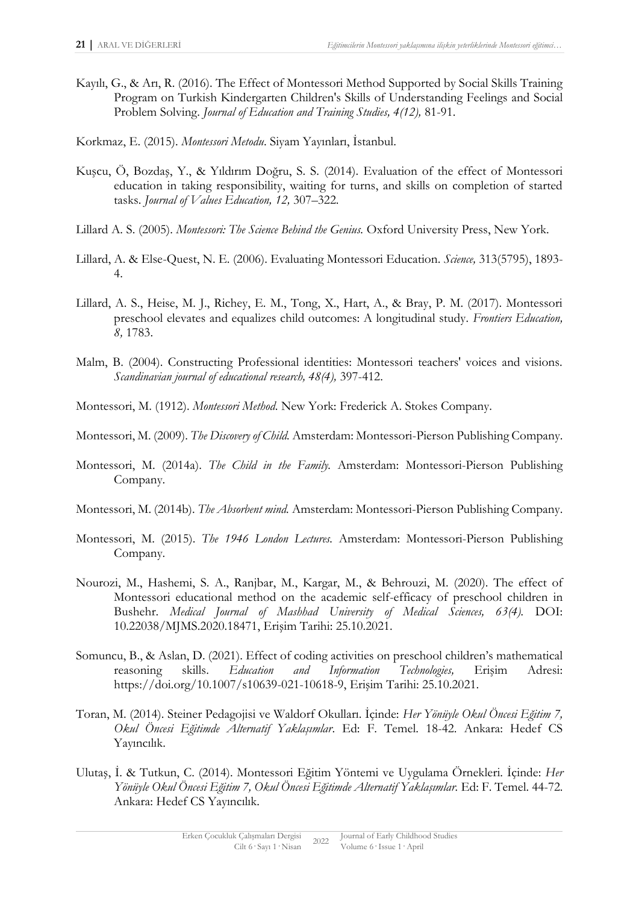Kayılı, G., & Arı, R. (2016). The Effect of Montessori Method Supported by Social Skills Training Program on Turkish Kindergarten Children's Skills of Understanding Feelings and Social Problem Solving. *Journal of Education and Training Studies, 4(12),* 81-91.

Korkmaz, E. (2015). *Montessori Metodu*. Siyam Yayınları, İstanbul.

Kuşcu, Ö, Bozdaş, Y., & Yıldırım Doğru, S. S. (2014). Evaluation of the effect of Montessori education in taking responsibility, waiting for turns, and skills on completion of started tasks. *Journal of Values Education, 12,* 307–322.

Lillard A. S. (2005). *Montessori: The Science Behind the Genius.* Oxford University Press, New York.

Lillard, A. & Else-Quest, N. E. (2006). Evaluating Montessori Education. *Science,* 313(5795), 1893-4.

Lillard, A. S., Heise, M. J., Richey, E. M., Tong, X., Hart, A., & Bray, P. M. (2017). Montessori preschool elevates and equalizes child outcomes: A longitudinal study. *Frontiers Education, 8,* 1783.

Malm, B. (2004). Constructing Professional identities: Montessori teachers' voices and visions. *Scandinavian journal of educational research, 48(4),* 397-412.

Montessori, M. (1912). *Montessori Method.* New York: Frederick A. Stokes Company.

Montessori, M. (2009). *The Discovery of Child.* Amsterdam: Montessori-Pierson Publishing Company.

Montessori, M. (2014a). *The Child in the Family.* Amsterdam: Montessori-Pierson Publishing Company.

Montessori, M. (2014b). *The Absorbent mind.* Amsterdam: Montessori-Pierson Publishing Company.

Montessori, M. (2015). *The 1946 London Lectures.* Amsterdam: Montessori-Pierson Publishing Company.

Nourozi, M., Hashemi, S. A., Ranjbar, M., Kargar, M., & Behrouzi, M. (2020). The effect of Montessori educational method on the academic self-efficacy of preschool children in Bushehr. *Medical Journal of Mashhad University of Medical Sciences, 63(4).* DOI: 10.22038/MJMS.2020.18471, Erişim Tarihi: 25.10.2021.

Somuncu, B., & Aslan, D. (2021). Effect of coding activities on preschool children's mathematical reasoning skills. *Education and Information Technologies,* Erişim Adresi: https://doi.org/10.1007/s10639-021-10618-9, Erişim Tarihi: 25.10.2021.

Toran, M. (2014). Steiner Pedagojisi ve Waldorf Okulları. İçinde: *Her Yönüyle Okul Öncesi Eğitim 7, Okul Öncesi Eğitimde Alternatif Yaklaşımlar*. Ed: F. Temel. 18-42. Ankara: Hedef CS Yayıncılık.

Ulutaş, İ. & Tutkun, C. (2014). Montessori Eğitim Yöntemi ve Uygulama Örnekleri. İçinde: *Her Yönüyle Okul Öncesi Eğitim 7, Okul Öncesi Eğitimde Alternatif Yaklaşımlar*. Ed: F. Temel. 44-72. Ankara: Hedef CS Yayıncılık.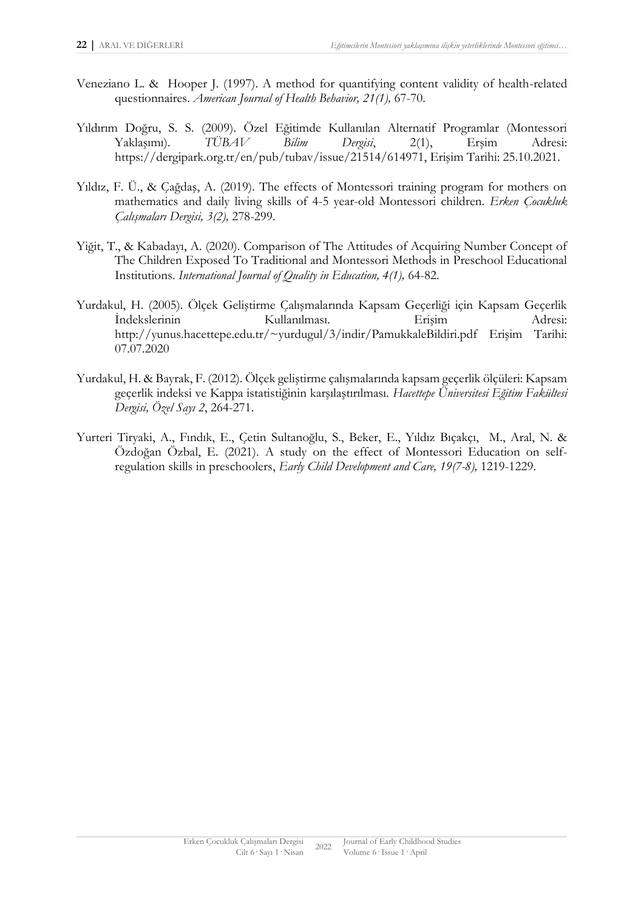Veneziano L. & Hooper J. (1997). A method for quantifying content validity of health-related questionnaires. *American Journal of Health Behavior, 21(1),* 67-70.

Yıldırım Doğru, S. S. (2009). Özel Eğitimde Kullanılan Alternatif Programlar (Montessori Yaklaşımı). *TÜBAV Bilim Dergisi*, 2(1), Erşim Adresi: https://dergipark.org.tr/en/pub/tubav/issue/21514/614971, Erişim Tarihi: 25.10.2021.

Yıldız, F. Ü., & Çağdaş, A. (2019). The effects of Montessori training program for mothers on mathematics and daily living skills of 4-5 year-old Montessori children. *Erken Çocukluk Çalışmaları Dergisi, 3(2),* 278-299.

Yiğit, T., & Kabadayı, A. (2020). Comparison of The Attitudes of Acquiring Number Concept of The Children Exposed To Traditional and Montessori Methods in Preschool Educational Institutions. *International Journal of Quality in Education, 4(1),* 64-82.

Yurdakul, H. (2005). Ölçek Geliştirme Çalışmalarında Kapsam Geçerliği için Kapsam Geçerlik İndekslerinin Kullanılması. Erişim Adresi: http://yunus.hacettepe.edu.tr/~yurdugul/3/indir/PamukkaleBildiri.pdf Erişim Tarihi: 07.07.2020

Yurdakul, H. & Bayrak, F. (2012). Ölçek geliştirme çalışmalarında kapsam geçerlik ölçüleri: Kapsam geçerlik indeksi ve Kappa istatistiğinin karşılaştırılması. *Hacettepe Üniversitesi Eğitim Fakültesi Dergisi, Özel Sayı 2*, 264-271.

Yurteri Tiryaki, A., Fındık, E., Çetin Sultanoğlu, S., Beker, E., Yıldız Bıçakçı, M., Aral, N. & Özdoğan Özbal, E. (2021). A study on the effect of Montessori Education on self-regulation skills in preschoolers, *Early Child Development and Care, 19(7-8),* 1219-1229.